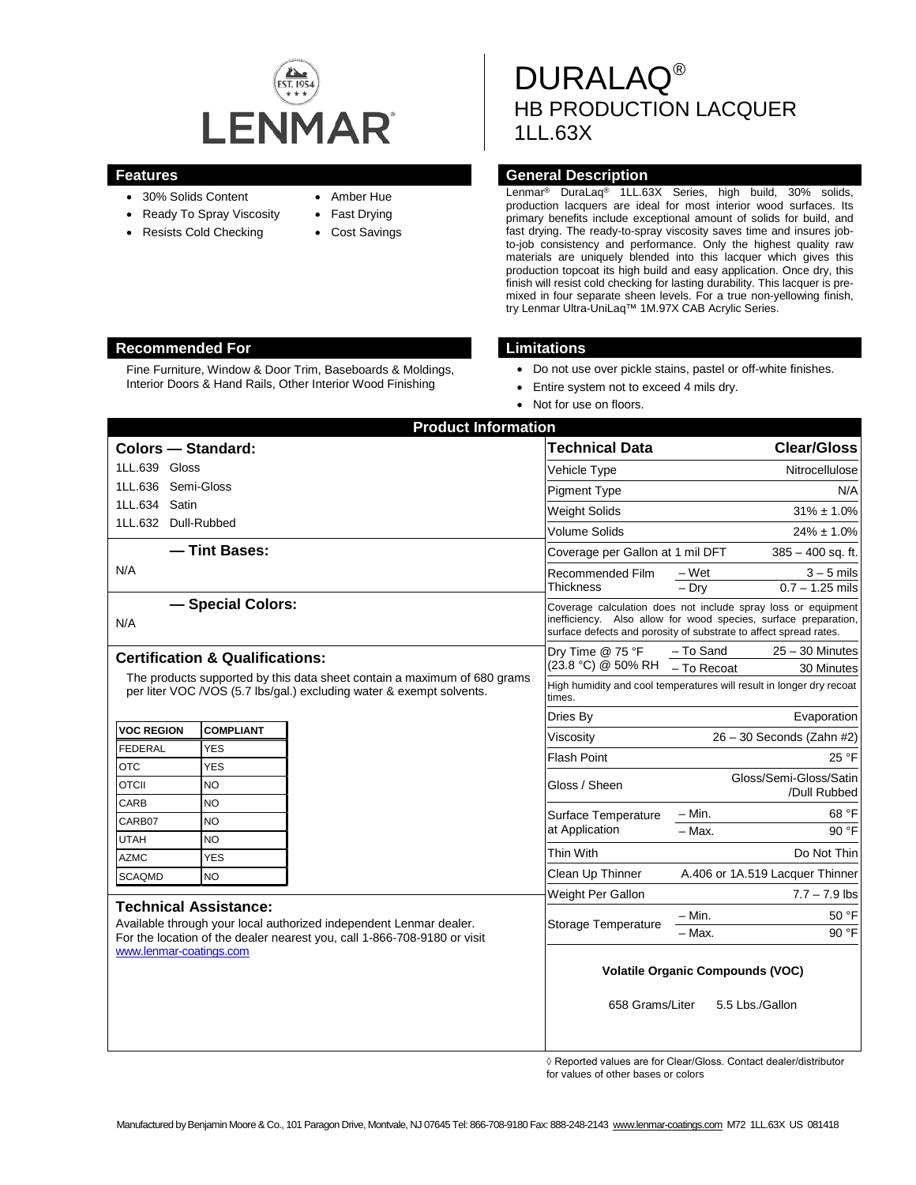LENMAR

# DURALAQ®
## HB PRODUCTION LACQUER
## 1LL.63X

## Features

- 30% Solids Content
- Ready To Spray Viscosity
- Resists Cold Checking
- Amber Hue
- Fast Drying
- Cost Savings

## General Description

Lenmar® DuraLaq® 1LL.63X Series, high build, 30% solids, production lacquers are ideal for most interior wood surfaces. Its primary benefits include exceptional amount of solids for build, and fast drying. The ready-to-spray viscosity saves time and insures job-to-job consistency and performance. Only the highest quality raw materials are uniquely blended into this lacquer which gives this production topcoat its high build and easy application. Once dry, this finish will resist cold checking for lasting durability. This lacquer is pre-mixed in four separate sheen levels. For a true non-yellowing finish, try Lenmar Ultra-UniLaq™ 1M.97X CAB Acrylic Series.

## Recommended For

Fine Furniture, Window & Door Trim, Baseboards & Moldings, Interior Doors & Hand Rails, Other Interior Wood Finishing

## Limitations

- Do not use over pickle stains, pastel or off-white finishes.
- Entire system not to exceed 4 mils dry.
- Not for use on floors.

## Product Information

### Colors — Standard:

1LL.639 Gloss
1LL.636 Semi-Gloss
1LL.634 Satin
1LL.632 Dull-Rubbed

### — Tint Bases:

N/A

### — Special Colors:

N/A

### Certification & Qualifications:

The products supported by this data sheet contain a maximum of 680 grams per liter VOC /VOS (5.7 lbs/gal.) excluding water & exempt solvents.

| VOC REGION | COMPLIANT |
|---|---|
| FEDERAL | YES |
| OTC | YES |
| OTCII | NO |
| CARB | NO |
| CARB07 | NO |
| UTAH | NO |
| AZMC | YES |
| SCAQMD | NO |

### Technical Assistance:

Available through your local authorized independent Lenmar dealer. For the location of the dealer nearest you, call 1-866-708-9180 or visit www.lenmar-coatings.com

| Technical Data | | Clear/Gloss |
|---|---|---|
| Vehicle Type | | Nitrocellulose |
| Pigment Type | | N/A |
| Weight Solids | | 31% ± 1.0% |
| Volume Solids | | 24% ± 1.0% |
| Coverage per Gallon at 1 mil DFT | | 385 – 400 sq. ft. |
| Recommended Film Thickness | – Wet | 3 – 5 mils |
| | – Dry | 0.7 – 1.25 mils |
| Coverage calculation does not include spray loss or equipment inefficiency. Also allow for wood species, surface preparation, surface defects and porosity of substrate to affect spread rates. | | |
| Dry Time @ 75 °F (23.8 °C) @ 50% RH | – To Sand | 25 – 30 Minutes |
| | – To Recoat | 30 Minutes |
| High humidity and cool temperatures will result in longer dry recoat times. | | |
| Dries By | | Evaporation |
| Viscosity | | 26 – 30 Seconds (Zahn #2) |
| Flash Point | | 25 °F |
| Gloss / Sheen | | Gloss/Semi-Gloss/Satin /Dull Rubbed |
| Surface Temperature at Application | – Min. | 68 °F |
| | – Max. | 90 °F |
| Thin With | | Do Not Thin |
| Clean Up Thinner | | A.406 or 1A.519 Lacquer Thinner |
| Weight Per Gallon | | 7.7 – 7.9 lbs |
| Storage Temperature | – Min. | 50 °F |
| | – Max. | 90 °F |

**Volatile Organic Compounds (VOC)**

658 Grams/Liter 5.5 Lbs./Gallon

◊ Reported values are for Clear/Gloss. Contact dealer/distributor for values of other bases or colors

Manufactured by Benjamin Moore & Co., 101 Paragon Drive, Montvale, NJ 07645 Tel: 866-708-9180 Fax: 888-248-2143 www.lenmar-coatings.com M72 1LL.63X US 081418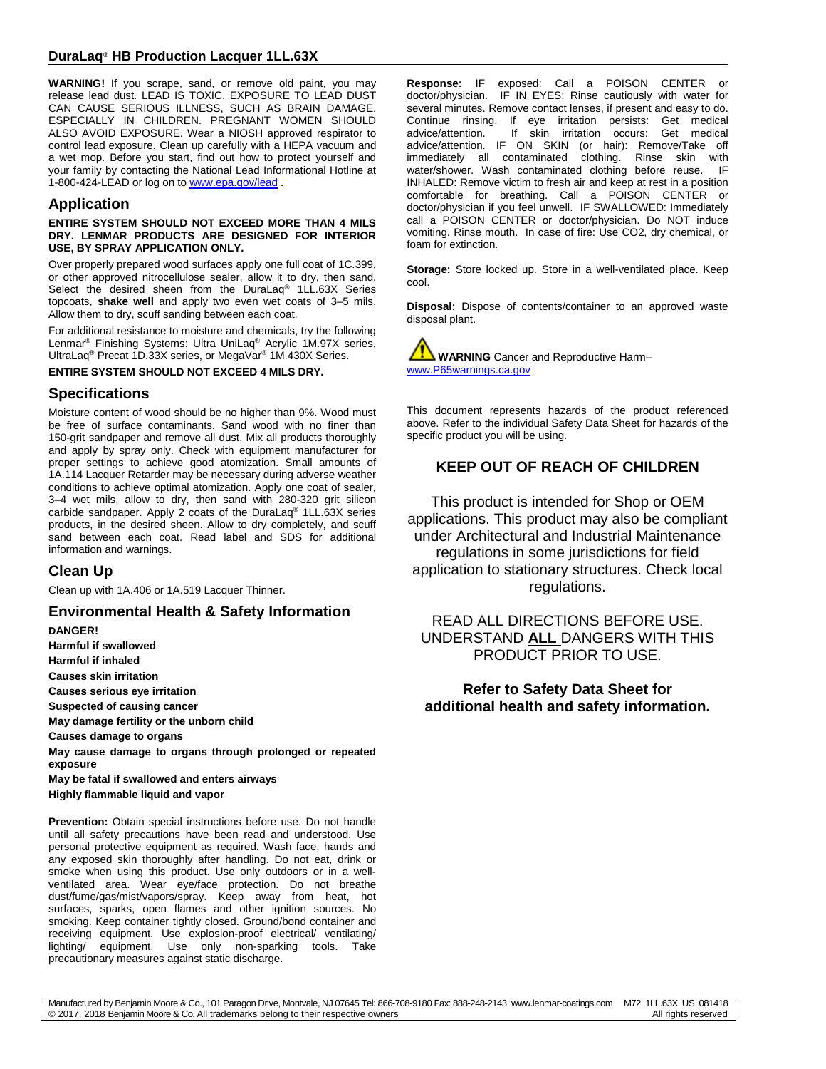# DuraLaq® HB Production Lacquer 1LL.63X

**WARNING!** If you scrape, sand, or remove old paint, you may release lead dust. LEAD IS TOXIC. EXPOSURE TO LEAD DUST CAN CAUSE SERIOUS ILLNESS, SUCH AS BRAIN DAMAGE, ESPECIALLY IN CHILDREN. PREGNANT WOMEN SHOULD ALSO AVOID EXPOSURE. Wear a NIOSH approved respirator to control lead exposure. Clean up carefully with a HEPA vacuum and a wet mop. Before you start, find out how to protect yourself and your family by contacting the National Lead Informational Hotline at 1-800-424-LEAD or log on to www.epa.gov/lead .

## Application

**ENTIRE SYSTEM SHOULD NOT EXCEED MORE THAN 4 MILS DRY. LENMAR PRODUCTS ARE DESIGNED FOR INTERIOR USE, BY SPRAY APPLICATION ONLY.**

Over properly prepared wood surfaces apply one full coat of 1C.399, or other approved nitrocellulose sealer, allow it to dry, then sand. Select the desired sheen from the DuraLaq® 1LL.63X Series topcoats, **shake well** and apply two even wet coats of 3–5 mils. Allow them to dry, scuff sanding between each coat.

For additional resistance to moisture and chemicals, try the following Lenmar® Finishing Systems: Ultra UniLaq® Acrylic 1M.97X series, UltraLaq® Precat 1D.33X series, or MegaVar® 1M.430X Series.

**ENTIRE SYSTEM SHOULD NOT EXCEED 4 MILS DRY.**

## Specifications

Moisture content of wood should be no higher than 9%. Wood must be free of surface contaminants. Sand wood with no finer than 150-grit sandpaper and remove all dust. Mix all products thoroughly and apply by spray only. Check with equipment manufacturer for proper settings to achieve good atomization. Small amounts of 1A.114 Lacquer Retarder may be necessary during adverse weather conditions to achieve optimal atomization. Apply one coat of sealer, 3–4 wet mils, allow to dry, then sand with 280-320 grit silicon carbide sandpaper. Apply 2 coats of the DuraLaq® 1LL.63X series products, in the desired sheen. Allow to dry completely, and scuff sand between each coat. Read label and SDS for additional information and warnings.

## Clean Up

Clean up with 1A.406 or 1A.519 Lacquer Thinner.

## Environmental Health & Safety Information

**DANGER!**

**Harmful if swallowed**

**Harmful if inhaled**

**Causes skin irritation**

**Causes serious eye irritation**

**Suspected of causing cancer**

**May damage fertility or the unborn child**

**Causes damage to organs**

**May cause damage to organs through prolonged or repeated exposure**

**May be fatal if swallowed and enters airways**

**Highly flammable liquid and vapor**

**Prevention:** Obtain special instructions before use. Do not handle until all safety precautions have been read and understood. Use personal protective equipment as required. Wash face, hands and any exposed skin thoroughly after handling. Do not eat, drink or smoke when using this product. Use only outdoors or in a well-ventilated area. Wear eye/face protection. Do not breathe dust/fume/gas/mist/vapors/spray. Keep away from heat, hot surfaces, sparks, open flames and other ignition sources. No smoking. Keep container tightly closed. Ground/bond container and receiving equipment. Use explosion-proof electrical/ ventilating/ lighting/ equipment. Use only non-sparking tools. Take precautionary measures against static discharge.

**Response:** IF exposed: Call a POISON CENTER or doctor/physician. IF IN EYES: Rinse cautiously with water for several minutes. Remove contact lenses, if present and easy to do. Continue rinsing. If eye irritation persists: Get medical advice/attention. If skin irritation occurs: Get medical advice/attention. IF ON SKIN (or hair): Remove/Take off immediately all contaminated clothing. Rinse skin with water/shower. Wash contaminated clothing before reuse. IF INHALED: Remove victim to fresh air and keep at rest in a position comfortable for breathing. Call a POISON CENTER or doctor/physician if you feel unwell. IF SWALLOWED: Immediately call a POISON CENTER or doctor/physician. Do NOT induce vomiting. Rinse mouth. In case of fire: Use CO2, dry chemical, or foam for extinction.

**Storage:** Store locked up. Store in a well-ventilated place. Keep cool.

**Disposal:** Dispose of contents/container to an approved waste disposal plant.

**WARNING** Cancer and Reproductive Harm– www.P65warnings.ca.gov

This document represents hazards of the product referenced above. Refer to the individual Safety Data Sheet for hazards of the specific product you will be using.

**KEEP OUT OF REACH OF CHILDREN**

This product is intended for Shop or OEM applications. This product may also be compliant under Architectural and Industrial Maintenance regulations in some jurisdictions for field application to stationary structures. Check local regulations.

READ ALL DIRECTIONS BEFORE USE. UNDERSTAND **ALL** DANGERS WITH THIS PRODUCT PRIOR TO USE.

**Refer to Safety Data Sheet for additional health and safety information.**

Manufactured by Benjamin Moore & Co., 101 Paragon Drive, Montvale, NJ 07645 Tel: 866-708-9180 Fax: 888-248-2143 www.lenmar-coatings.com M72 1LL.63X US 081418
© 2017, 2018 Benjamin Moore & Co. All trademarks belong to their respective owners All rights reserved